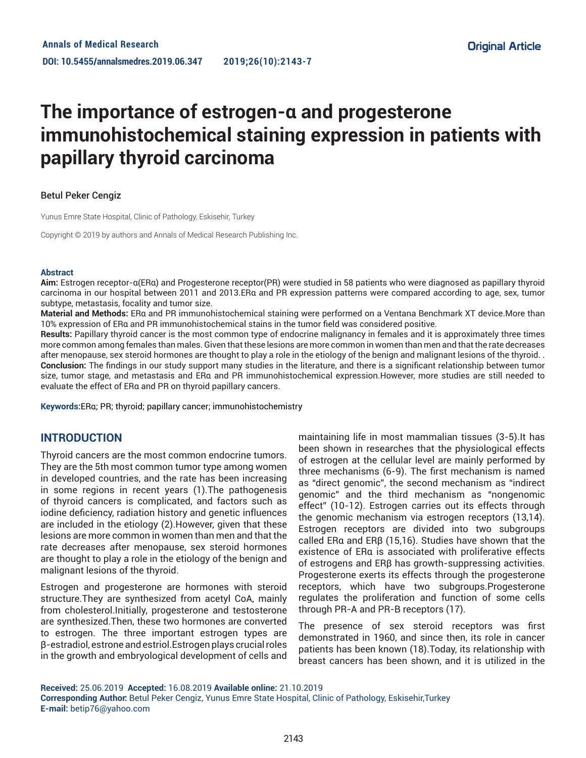Annals of Medical Research

DOI: 10.5455/annalsmedres.2019.06.347

Original Article

# The importance of estrogen-α and progesterone immunohistochemical staining expression in patients with papillary thyroid carcinoma

Betul Peker Cengiz

Yunus Emre State Hospital, Clinic of Pathology, Eskisehir, Turkey

Copyright © 2019 by authors and Annals of Medical Research Publishing Inc.

### Abstract

**Aim:** Estrogen receptor-α(ERα) and Progesterone receptor(PR) were studied in 58 patients who were diagnosed as papillary thyroid carcinoma in our hospital between 2011 and 2013.ERα and PR expression patterns were compared according to age, sex, tumor subtype, metastasis, focality and tumor size.

**Material and Methods:** ERα and PR immunohistochemical staining were performed on a Ventana Benchmark XT device.More than 10% expression of ERα and PR immunohistochemical stains in the tumor field was considered positive.

**Results:** Papillary thyroid cancer is the most common type of endocrine malignancy in females and it is approximately three times more common among females than males. Given that these lesions are more common in women than men and that the rate decreases after menopause, sex steroid hormones are thought to play a role in the etiology of the benign and malignant lesions of the thyroid. .

**Conclusion:** The findings in our study support many studies in the literature, and there is a significant relationship between tumor size, tumor stage, and metastasis and ERα and PR immunohistochemical expression.However, more studies are still needed to evaluate the effect of ERα and PR on thyroid papillary cancers.

**Keywords:** ERα; PR; thyroid; papillary cancer; immunohistochemistry

## INTRODUCTION

Thyroid cancers are the most common endocrine tumors. They are the 5th most common tumor type among women in developed countries, and the rate has been increasing in some regions in recent years (1).The pathogenesis of thyroid cancers is complicated, and factors such as iodine deficiency, radiation history and genetic influences are included in the etiology (2).However, given that these lesions are more common in women than men and that the rate decreases after menopause, sex steroid hormones are thought to play a role in the etiology of the benign and malignant lesions of the thyroid.

Estrogen and progesterone are hormones with steroid structure.They are synthesized from acetyl CoA, mainly from cholesterol.Initially, progesterone and testosterone are synthesized.Then, these two hormones are converted to estrogen. The three important estrogen types are β-estradiol, estrone and estriol.Estrogen plays crucial roles in the growth and embryological development of cells and maintaining life in most mammalian tissues (3-5).It has been shown in researches that the physiological effects of estrogen at the cellular level are mainly performed by three mechanisms (6-9). The first mechanism is named as "direct genomic", the second mechanism as "indirect genomic" and the third mechanism as "nongenomic effect" (10-12). Estrogen carries out its effects through the genomic mechanism via estrogen receptors (13,14). Estrogen receptors are divided into two subgroups called ERα and ERβ (15,16). Studies have shown that the existence of ERα is associated with proliferative effects of estrogens and ERβ has growth-suppressing activities. Progesterone exerts its effects through the progesterone receptors, which have two subgroups.Progesterone regulates the proliferation and function of some cells through PR-A and PR-B receptors (17).

The presence of sex steroid receptors was first demonstrated in 1960, and since then, its role in cancer patients has been known (18).Today, its relationship with breast cancers has been shown, and it is utilized in the

**Received:** 25.06.2019 **Accepted:** 16.08.2019 **Available online:** 21.10.2019

**Corresponding Author:** Betul Peker Cengiz, Yunus Emre State Hospital, Clinic of Pathology, Eskisehir,Turkey

**E-mail:** betip76@yahoo.com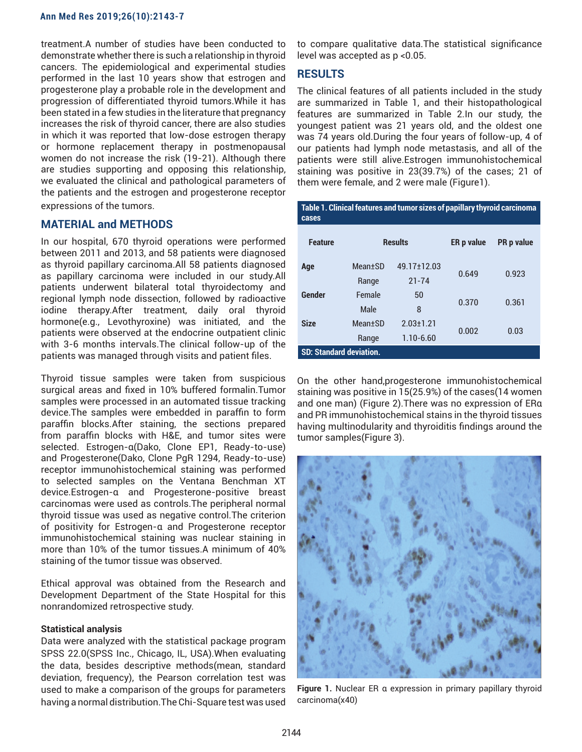treatment.A number of studies have been conducted to demonstrate whether there is such a relationship in thyroid cancers. The epidemiological and experimental studies performed in the last 10 years show that estrogen and progesterone play a probable role in the development and progression of differentiated thyroid tumors.While it has been stated in a few studies in the literature that pregnancy increases the risk of thyroid cancer, there are also studies in which it was reported that low-dose estrogen therapy or hormone replacement therapy in postmenopausal women do not increase the risk (19-21). Although there are studies supporting and opposing this relationship, we evaluated the clinical and pathological parameters of the patients and the estrogen and progesterone receptor expressions of the tumors.

## MATERIAL and METHODS

In our hospital, 670 thyroid operations were performed between 2011 and 2013, and 58 patients were diagnosed as thyroid papillary carcinoma.All 58 patients diagnosed as papillary carcinoma were included in our study.All patients underwent bilateral total thyroidectomy and regional lymph node dissection, followed by radioactive iodine therapy.After treatment, daily oral thyroid hormone(e.g., Levothyroxine) was initiated, and the patients were observed at the endocrine outpatient clinic with 3-6 months intervals.The clinical follow-up of the patients was managed through visits and patient files.

Thyroid tissue samples were taken from suspicious surgical areas and fixed in 10% buffered formalin.Tumor samples were processed in an automated tissue tracking device.The samples were embedded in paraffin to form paraffin blocks.After staining, the sections prepared from paraffin blocks with H&E, and tumor sites were selected. Estrogen-α(Dako, Clone EP1, Ready-to-use) and Progesterone(Dako, Clone PgR 1294, Ready-to-use) receptor immunohistochemical staining was performed to selected samples on the Ventana Benchman XT device.Estrogen-α and Progesterone-positive breast carcinomas were used as controls.The peripheral normal thyroid tissue was used as negative control.The criterion of positivity for Estrogen-α and Progesterone receptor immunohistochemical staining was nuclear staining in more than 10% of the tumor tissues.A minimum of 40% staining of the tumor tissue was observed.

Ethical approval was obtained from the Research and Development Department of the State Hospital for this nonrandomized retrospective study.

**Statistical analysis**

Data were analyzed with the statistical package program SPSS 22.0(SPSS Inc., Chicago, IL, USA).When evaluating the data, besides descriptive methods(mean, standard deviation, frequency), the Pearson correlation test was used to make a comparison of the groups for parameters having a normal distribution.The Chi-Square test was used to compare qualitative data.The statistical significance level was accepted as $p < 0.05$.

## RESULTS

The clinical features of all patients included in the study are summarized in Table 1, and their histopathological features are summarized in Table 2.In our study, the youngest patient was 21 years old, and the oldest one was 74 years old.During the four years of follow-up, 4 of our patients had lymph node metastasis, and all of the patients were still alive.Estrogen immunohistochemical staining was positive in 23(39.7%) of the cases; 21 of them were female, and 2 were male (Figure1).

**Table 1. Clinical features and tumor sizes of papillary thyroid carcinoma cases**

| Feature | Results | | ER p value | PR p value |
|---|---|---|---|---|
| Age | Mean±SD | 49.17±12.03 | 0.649 | 0.923 |
| | Range | 21-74 | | |
| Gender | Female | 50 | 0.370 | 0.361 |
| | Male | 8 | | |
| Size | Mean±SD | 2.03±1.21 | 0.002 | 0.03 |
| | Range | 1.10-6.60 | | |

SD: Standard deviation.

On the other hand,progesterone immunohistochemical staining was positive in 15(25.9%) of the cases(14 women and one man) (Figure 2).There was no expression of ERα and PR immunohistochemical stains in the thyroid tissues having multinodularity and thyroiditis findings around the tumor samples(Figure 3).

**Figure 1.** Nuclear ER α expression in primary papillary thyroid carcinoma(x40)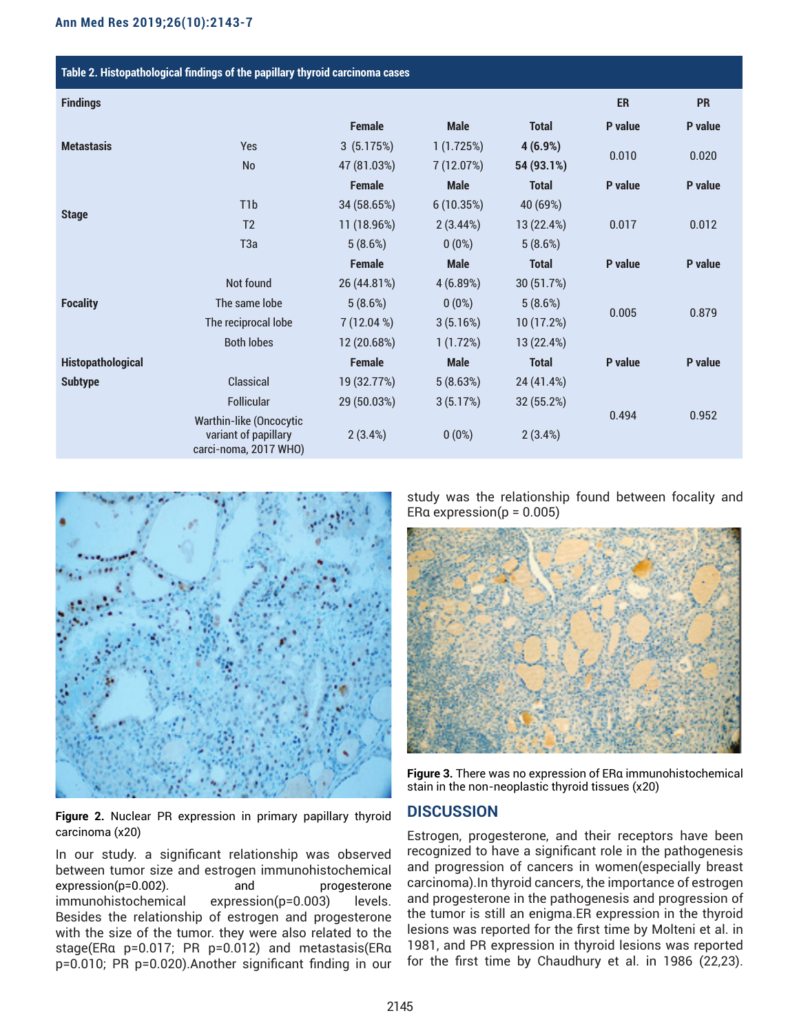**Table 2. Histopathological findings of the papillary thyroid carcinoma cases**

| Findings | | | | | ER | PR |
|---|---|---|---|---|---|---|
| | | Female | Male | Total | P value | P value |
| Metastasis | Yes | 3 (5.175%) | 1 (1.725%) | **4 (6.9%)** | 0.010 | 0.020 |
| | No | 47 (81.03%) | 7 (12.07%) | **54 (93.1%)** | | |
| | | Female | Male | Total | P value | P value |
| Stage | T1b | 34 (58.65%) | 6 (10.35%) | 40 (69%) | 0.017 | 0.012 |
| | T2 | 11 (18.96%) | 2 (3.44%) | 13 (22.4%) | | |
| | T3a | 5 (8.6%) | 0 (0%) | 5 (8.6%) | | |
| | | Female | Male | Total | P value | P value |
| Focality | Not found | 26 (44.81%) | 4 (6.89%) | 30 (51.7%) | 0.005 | 0.879 |
| | The same lobe | 5 (8.6%) | 0 (0%) | 5 (8.6%) | | |
| | The reciprocal lobe | 7 (12.04 %) | 3 (5.16%) | 10 (17.2%) | | |
| | Both lobes | 12 (20.68%) | 1 (1.72%) | 13 (22.4%) | | |
| Histopathological Subtype | | Female | Male | Total | P value | P value |
| | Classical | 19 (32.77%) | 5 (8.63%) | 24 (41.4%) | 0.494 | 0.952 |
| | Follicular | 29 (50.03%) | 3 (5.17%) | 32 (55.2%) | | |
| | Warthin-like (Oncocytic variant of papillary carci-noma, 2017 WHO) | 2 (3.4%) | 0 (0%) | 2 (3.4%) | | |

**Figure 2.** Nuclear PR expression in primary papillary thyroid carcinoma (x20)

In our study. a significant relationship was observed between tumor size and estrogen immunohistochemical expression(p=0.002). and progesterone immunohistochemical expression(p=0.003) levels. Besides the relationship of estrogen and progesterone with the size of the tumor. they were also related to the stage(ERα p=0.017; PR p=0.012) and metastasis(ERα p=0.010; PR p=0.020).Another significant finding in our study was the relationship found between focality and ERα expression(p = 0.005)

**Figure 3.** There was no expression of ERα immunohistochemical stain in the non-neoplastic thyroid tissues (x20)

## DISCUSSION

Estrogen, progesterone, and their receptors have been recognized to have a significant role in the pathogenesis and progression of cancers in women(especially breast carcinoma).In thyroid cancers, the importance of estrogen and progesterone in the pathogenesis and progression of the tumor is still an enigma.ER expression in the thyroid lesions was reported for the first time by Molteni et al. in 1981, and PR expression in thyroid lesions was reported for the first time by Chaudhury et al. in 1986 (22,23).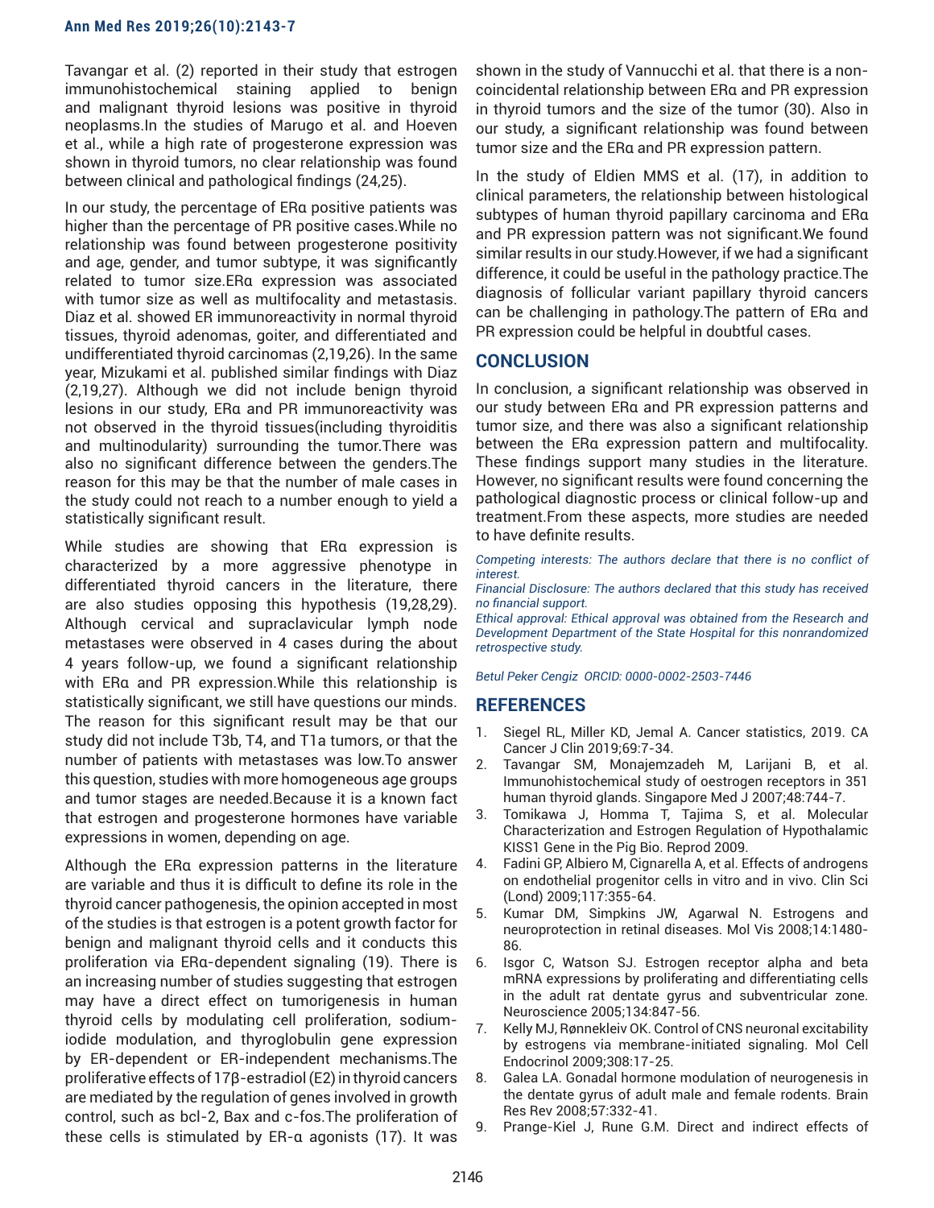Tavangar et al. (2) reported in their study that estrogen immunohistochemical staining applied to benign and malignant thyroid lesions was positive in thyroid neoplasms.In the studies of Marugo et al. and Hoeven et al., while a high rate of progesterone expression was shown in thyroid tumors, no clear relationship was found between clinical and pathological findings (24,25).

In our study, the percentage of ERα positive patients was higher than the percentage of PR positive cases.While no relationship was found between progesterone positivity and age, gender, and tumor subtype, it was significantly related to tumor size.ERα expression was associated with tumor size as well as multifocality and metastasis. Diaz et al. showed ER immunoreactivity in normal thyroid tissues, thyroid adenomas, goiter, and differentiated and undifferentiated thyroid carcinomas (2,19,26). In the same year, Mizukami et al. published similar findings with Diaz (2,19,27). Although we did not include benign thyroid lesions in our study, ERα and PR immunoreactivity was not observed in the thyroid tissues(including thyroiditis and multinodularity) surrounding the tumor.There was also no significant difference between the genders.The reason for this may be that the number of male cases in the study could not reach to a number enough to yield a statistically significant result.

While studies are showing that ERα expression is characterized by a more aggressive phenotype in differentiated thyroid cancers in the literature, there are also studies opposing this hypothesis (19,28,29). Although cervical and supraclavicular lymph node metastases were observed in 4 cases during the about 4 years follow-up, we found a significant relationship with ERα and PR expression.While this relationship is statistically significant, we still have questions our minds. The reason for this significant result may be that our study did not include T3b, T4, and T1a tumors, or that the number of patients with metastases was low.To answer this question, studies with more homogeneous age groups and tumor stages are needed.Because it is a known fact that estrogen and progesterone hormones have variable expressions in women, depending on age.

Although the ERα expression patterns in the literature are variable and thus it is difficult to define its role in the thyroid cancer pathogenesis, the opinion accepted in most of the studies is that estrogen is a potent growth factor for benign and malignant thyroid cells and it conducts this proliferation via ERα-dependent signaling (19). There is an increasing number of studies suggesting that estrogen may have a direct effect on tumorigenesis in human thyroid cells by modulating cell proliferation, sodium-iodide modulation, and thyroglobulin gene expression by ER-dependent or ER-independent mechanisms.The proliferative effects of 17β-estradiol (E2) in thyroid cancers are mediated by the regulation of genes involved in growth control, such as bcl-2, Bax and c-fos.The proliferation of these cells is stimulated by ER-α agonists (17). It was shown in the study of Vannucchi et al. that there is a non-coincidental relationship between ERα and PR expression in thyroid tumors and the size of the tumor (30). Also in our study, a significant relationship was found between tumor size and the ERα and PR expression pattern.

In the study of Eldien MMS et al. (17), in addition to clinical parameters, the relationship between histological subtypes of human thyroid papillary carcinoma and ERα and PR expression pattern was not significant.We found similar results in our study.However, if we had a significant difference, it could be useful in the pathology practice.The diagnosis of follicular variant papillary thyroid cancers can be challenging in pathology.The pattern of ERα and PR expression could be helpful in doubtful cases.

## CONCLUSION

In conclusion, a significant relationship was observed in our study between ERα and PR expression patterns and tumor size, and there was also a significant relationship between the ERα expression pattern and multifocality. These findings support many studies in the literature. However, no significant results were found concerning the pathological diagnostic process or clinical follow-up and treatment.From these aspects, more studies are needed to have definite results.

*Competing interests: The authors declare that there is no conflict of interest.*

*Financial Disclosure: The authors declared that this study has received no financial support.*

*Ethical approval: Ethical approval was obtained from the Research and Development Department of the State Hospital for this nonrandomized retrospective study.*

*Betul Peker Cengiz ORCID: 0000-0002-2503-7446*

## REFERENCES

1. Siegel RL, Miller KD, Jemal A. Cancer statistics, 2019. CA Cancer J Clin 2019;69:7-34.
2. Tavangar SM, Monajemzadeh M, Larijani B, et al. Immunohistochemical study of oestrogen receptors in 351 human thyroid glands. Singapore Med J 2007;48:744-7.
3. Tomikawa J, Homma T, Tajima S, et al. Molecular Characterization and Estrogen Regulation of Hypothalamic KISS1 Gene in the Pig Bio. Reprod 2009.
4. Fadini GP, Albiero M, Cignarella A, et al. Effects of androgens on endothelial progenitor cells in vitro and in vivo. Clin Sci (Lond) 2009;117:355-64.
5. Kumar DM, Simpkins JW, Agarwal N. Estrogens and neuroprotection in retinal diseases. Mol Vis 2008;14:1480-86.
6. Isgor C, Watson SJ. Estrogen receptor alpha and beta mRNA expressions by proliferating and differentiating cells in the adult rat dentate gyrus and subventricular zone. Neuroscience 2005;134:847-56.
7. Kelly MJ, Rønnekleiv OK. Control of CNS neuronal excitability by estrogens via membrane-initiated signaling. Mol Cell Endocrinol 2009;308:17-25.
8. Galea LA. Gonadal hormone modulation of neurogenesis in the dentate gyrus of adult male and female rodents. Brain Res Rev 2008;57:332-41.
9. Prange-Kiel J, Rune G.M. Direct and indirect effects of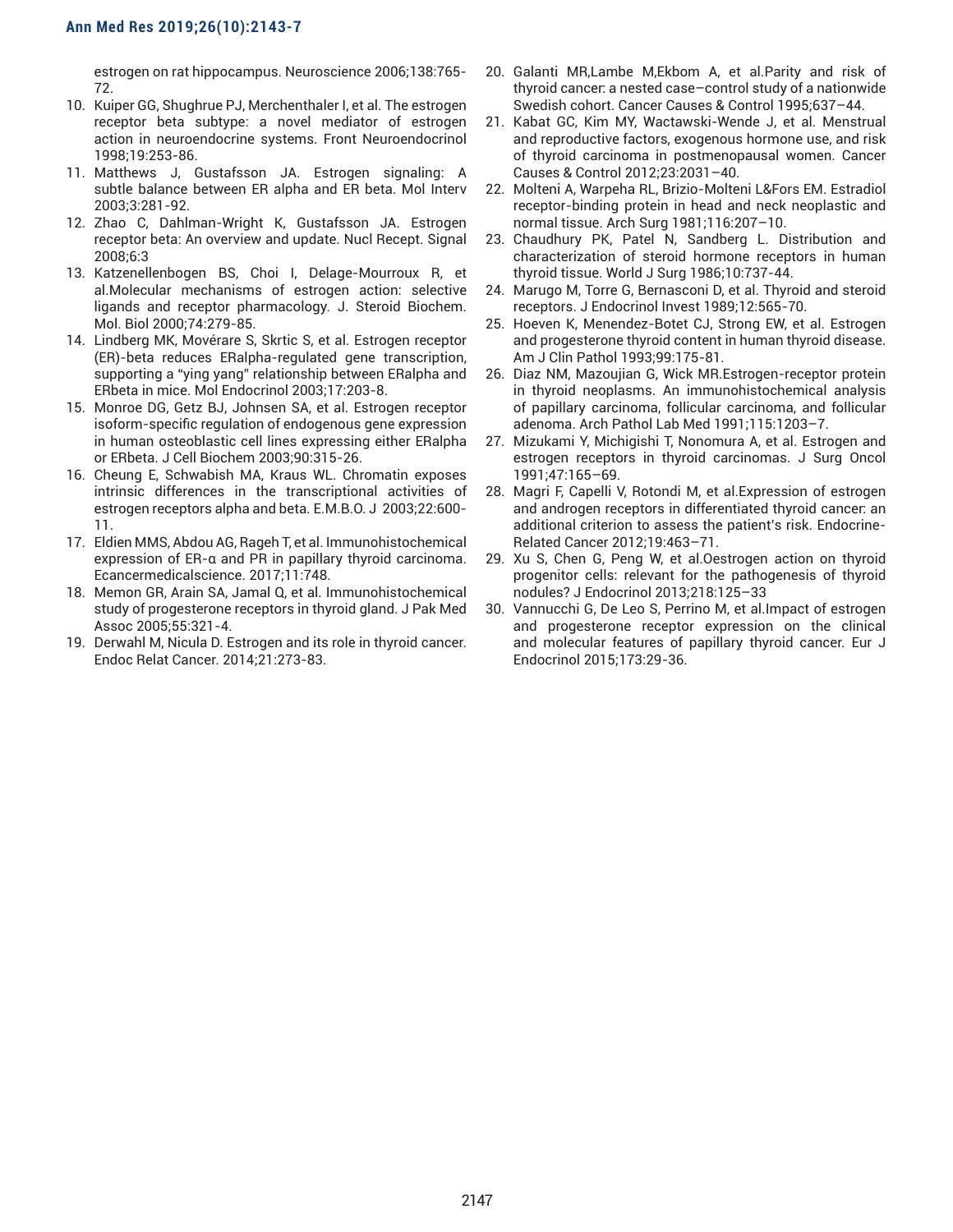estrogen on rat hippocampus. Neuroscience 2006;138:765-72.

10. Kuiper GG, Shughrue PJ, Merchenthaler I, et al. The estrogen receptor beta subtype: a novel mediator of estrogen action in neuroendocrine systems. Front Neuroendocrinol 1998;19:253-86.
11. Matthews J, Gustafsson JA. Estrogen signaling: A subtle balance between ER alpha and ER beta. Mol Interv 2003;3:281-92.
12. Zhao C, Dahlman-Wright K, Gustafsson JA. Estrogen receptor beta: An overview and update. Nucl Recept. Signal 2008;6:3
13. Katzenellenbogen BS, Choi I, Delage-Mourroux R, et al.Molecular mechanisms of estrogen action: selective ligands and receptor pharmacology. J. Steroid Biochem. Mol. Biol 2000;74:279-85.
14. Lindberg MK, Movérare S, Skrtic S, et al. Estrogen receptor (ER)-beta reduces ERalpha-regulated gene transcription, supporting a "ying yang" relationship between ERalpha and ERbeta in mice. Mol Endocrinol 2003;17:203-8.
15. Monroe DG, Getz BJ, Johnsen SA, et al. Estrogen receptor isoform-specific regulation of endogenous gene expression in human osteoblastic cell lines expressing either ERalpha or ERbeta. J Cell Biochem 2003;90:315-26.
16. Cheung E, Schwabish MA, Kraus WL. Chromatin exposes intrinsic differences in the transcriptional activities of estrogen receptors alpha and beta. E.M.B.O. J 2003;22:600-11.
17. Eldien MMS, Abdou AG, Rageh T, et al. Immunohistochemical expression of ER-α and PR in papillary thyroid carcinoma. Ecancermedicalscience. 2017;11:748.
18. Memon GR, Arain SA, Jamal Q, et al. Immunohistochemical study of progesterone receptors in thyroid gland. J Pak Med Assoc 2005;55:321-4.
19. Derwahl M, Nicula D. Estrogen and its role in thyroid cancer. Endoc Relat Cancer. 2014;21:273-83.
20. Galanti MR,Lambe M,Ekbom A, et al.Parity and risk of thyroid cancer: a nested case–control study of a nationwide Swedish cohort. Cancer Causes & Control 1995;637–44.
21. Kabat GC, Kim MY, Wactawski-Wende J, et al. Menstrual and reproductive factors, exogenous hormone use, and risk of thyroid carcinoma in postmenopausal women. Cancer Causes & Control 2012;23:2031–40.
22. Molteni A, Warpeha RL, Brizio-Molteni L&Fors EM. Estradiol receptor-binding protein in head and neck neoplastic and normal tissue. Arch Surg 1981;116:207–10.
23. Chaudhury PK, Patel N, Sandberg L. Distribution and characterization of steroid hormone receptors in human thyroid tissue. World J Surg 1986;10:737-44.
24. Marugo M, Torre G, Bernasconi D, et al. Thyroid and steroid receptors. J Endocrinol Invest 1989;12:565-70.
25. Hoeven K, Menendez-Botet CJ, Strong EW, et al. Estrogen and progesterone thyroid content in human thyroid disease. Am J Clin Pathol 1993;99:175-81.
26. Diaz NM, Mazoujian G, Wick MR.Estrogen-receptor protein in thyroid neoplasms. An immunohistochemical analysis of papillary carcinoma, follicular carcinoma, and follicular adenoma. Arch Pathol Lab Med 1991;115:1203–7.
27. Mizukami Y, Michigishi T, Nonomura A, et al. Estrogen and estrogen receptors in thyroid carcinomas. J Surg Oncol 1991;47:165–69.
28. Magri F, Capelli V, Rotondi M, et al.Expression of estrogen and androgen receptors in differentiated thyroid cancer: an additional criterion to assess the patient's risk. Endocrine-Related Cancer 2012;19:463–71.
29. Xu S, Chen G, Peng W, et al.Oestrogen action on thyroid progenitor cells: relevant for the pathogenesis of thyroid nodules? J Endocrinol 2013;218:125–33
30. Vannucchi G, De Leo S, Perrino M, et al.Impact of estrogen and progesterone receptor expression on the clinical and molecular features of papillary thyroid cancer. Eur J Endocrinol 2015;173:29-36.